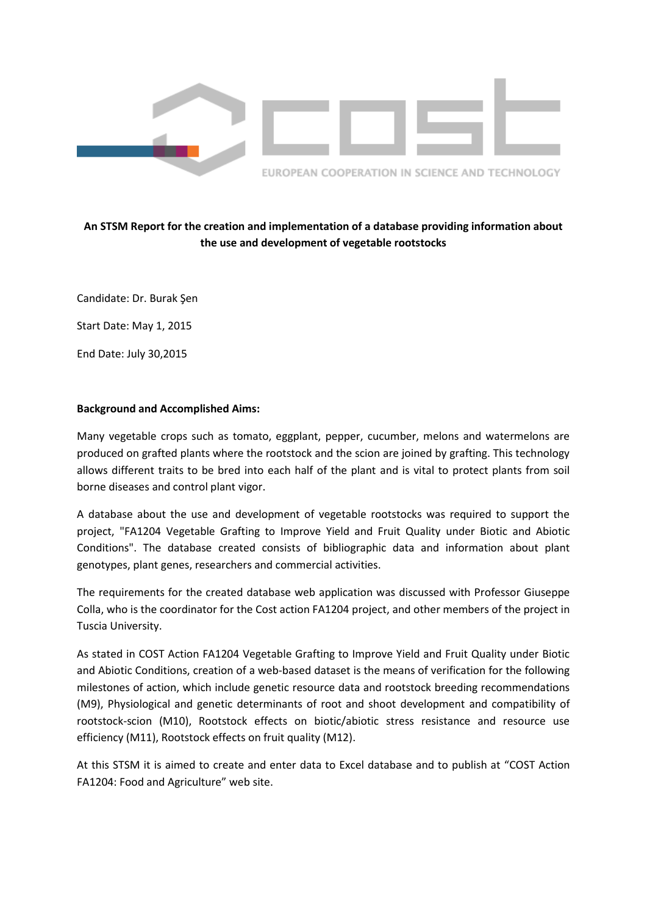**An STSM Report for the creation and implementation of a database providing information about the use and development of vegetable rootstocks**

Candidate: Dr. Burak Şen

Start Date: May 1, 2015

End Date: July 30,2015

**Background and Accomplished Aims:**

Many vegetable crops such as tomato, eggplant, pepper, cucumber, melons and watermelons are produced on grafted plants where the rootstock and the scion are joined by grafting. This technology allows different traits to be bred into each half of the plant and is vital to protect plants from soil borne diseases and control plant vigor.

A database about the use and development of vegetable rootstocks was required to support the project, "FA1204 Vegetable Grafting to Improve Yield and Fruit Quality under Biotic and Abiotic Conditions". The database created consists of bibliographic data and information about plant genotypes, plant genes, researchers and commercial activities.

The requirements for the created database web application was discussed with Professor Giuseppe Colla, who is the coordinator for the Cost action FA1204 project, and other members of the project in Tuscia University.

As stated in COST Action FA1204 Vegetable Grafting to Improve Yield and Fruit Quality under Biotic and Abiotic Conditions, creation of a web-based dataset is the means of verification for the following milestones of action, which include genetic resource data and rootstock breeding recommendations (M9), Physiological and genetic determinants of root and shoot development and compatibility of rootstock-scion (M10), Rootstock effects on biotic/abiotic stress resistance and resource use efficiency (M11), Rootstock effects on fruit quality (M12).

At this STSM it is aimed to create and enter data to Excel database and to publish at "COST Action FA1204: Food and Agriculture" web site.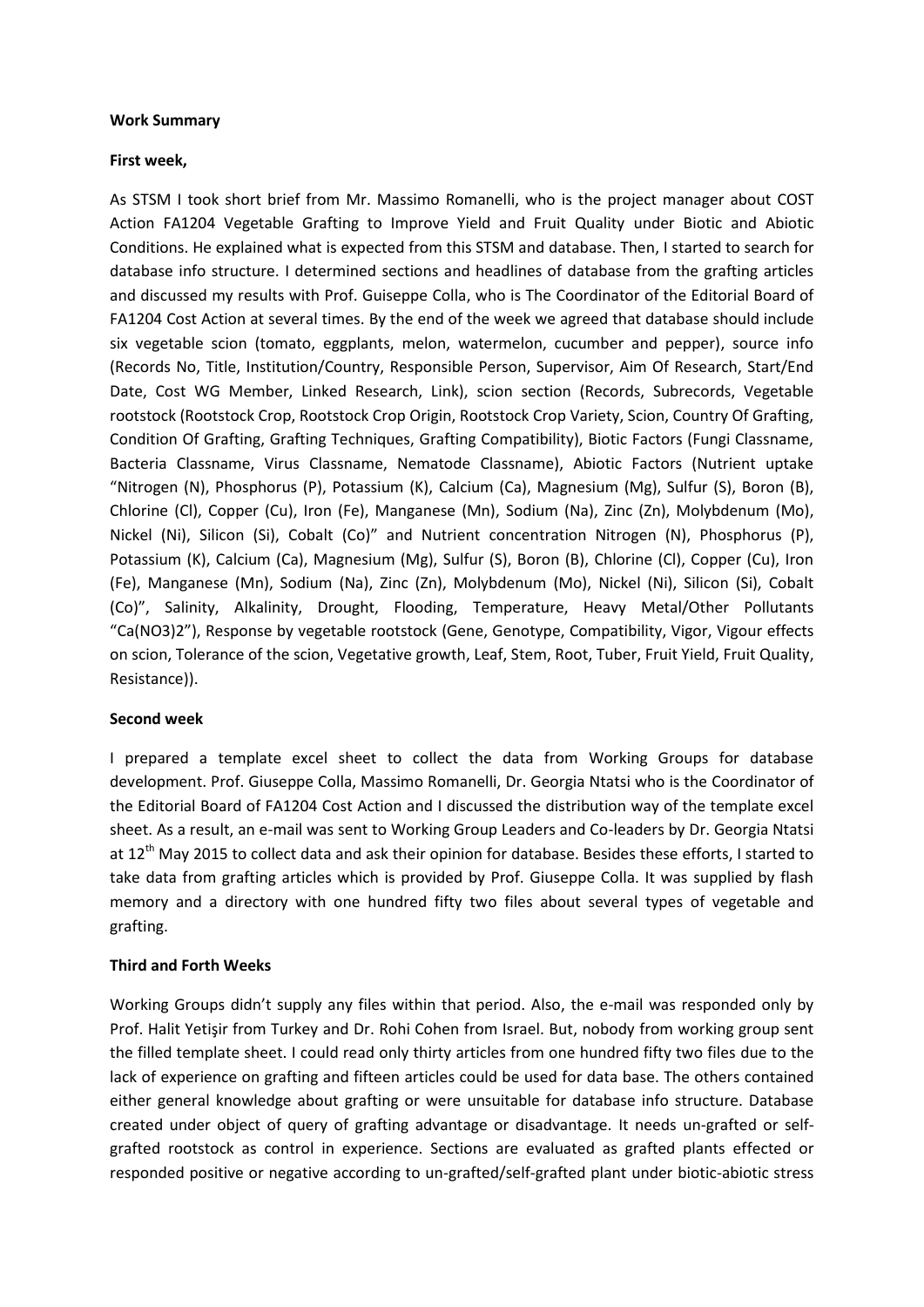**Work Summary**

**First week,**

As STSM I took short brief from Mr. Massimo Romanelli, who is the project manager about COST Action FA1204 Vegetable Grafting to Improve Yield and Fruit Quality under Biotic and Abiotic Conditions. He explained what is expected from this STSM and database. Then, I started to search for database info structure. I determined sections and headlines of database from the grafting articles and discussed my results with Prof. Guiseppe Colla, who is The Coordinator of the Editorial Board of FA1204 Cost Action at several times. By the end of the week we agreed that database should include six vegetable scion (tomato, eggplants, melon, watermelon, cucumber and pepper), source info (Records No, Title, Institution/Country, Responsible Person, Supervisor, Aim Of Research, Start/End Date, Cost WG Member, Linked Research, Link), scion section (Records, Subrecords, Vegetable rootstock (Rootstock Crop, Rootstock Crop Origin, Rootstock Crop Variety, Scion, Country Of Grafting, Condition Of Grafting, Grafting Techniques, Grafting Compatibility), Biotic Factors (Fungi Classname, Bacteria Classname, Virus Classname, Nematode Classname), Abiotic Factors (Nutrient uptake "Nitrogen (N), Phosphorus (P), Potassium (K), Calcium (Ca), Magnesium (Mg), Sulfur (S), Boron (B), Chlorine (Cl), Copper (Cu), Iron (Fe), Manganese (Mn), Sodium (Na), Zinc (Zn), Molybdenum (Mo), Nickel (Ni), Silicon (Si), Cobalt (Co)" and Nutrient concentration Nitrogen (N), Phosphorus (P), Potassium (K), Calcium (Ca), Magnesium (Mg), Sulfur (S), Boron (B), Chlorine (Cl), Copper (Cu), Iron (Fe), Manganese (Mn), Sodium (Na), Zinc (Zn), Molybdenum (Mo), Nickel (Ni), Silicon (Si), Cobalt (Co)", Salinity, Alkalinity, Drought, Flooding, Temperature, Heavy Metal/Other Pollutants "$Ca(NO_3)_2$"), Response by vegetable rootstock (Gene, Genotype, Compatibility, Vigor, Vigour effects on scion, Tolerance of the scion, Vegetative growth, Leaf, Stem, Root, Tuber, Fruit Yield, Fruit Quality, Resistance)).

**Second week**

I prepared a template excel sheet to collect the data from Working Groups for database development. Prof. Giuseppe Colla, Massimo Romanelli, Dr. Georgia Ntatsi who is the Coordinator of the Editorial Board of FA1204 Cost Action and I discussed the distribution way of the template excel sheet. As a result, an e-mail was sent to Working Group Leaders and Co-leaders by Dr. Georgia Ntatsi at 12th May 2015 to collect data and ask their opinion for database. Besides these efforts, I started to take data from grafting articles which is provided by Prof. Giuseppe Colla. It was supplied by flash memory and a directory with one hundred fifty two files about several types of vegetable and grafting.

**Third and Forth Weeks**

Working Groups didn't supply any files within that period. Also, the e-mail was responded only by Prof. Halit Yetişir from Turkey and Dr. Rohi Cohen from Israel. But, nobody from working group sent the filled template sheet. I could read only thirty articles from one hundred fifty two files due to the lack of experience on grafting and fifteen articles could be used for data base. The others contained either general knowledge about grafting or were unsuitable for database info structure. Database created under object of query of grafting advantage or disadvantage. It needs un-grafted or self-grafted rootstock as control in experience. Sections are evaluated as grafted plants effected or responded positive or negative according to un-grafted/self-grafted plant under biotic-abiotic stress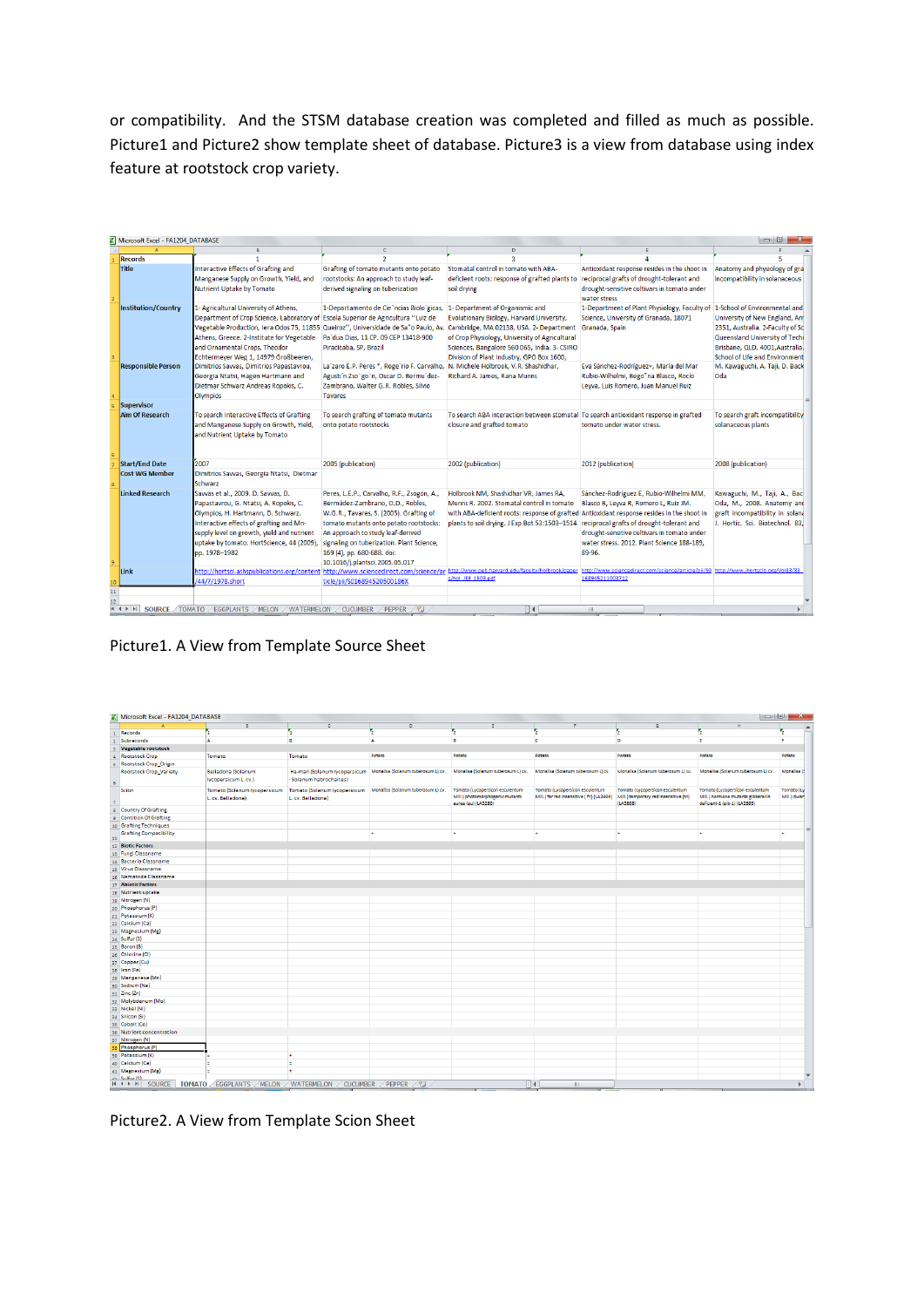or compatibility. And the STSM database creation was completed and filled as much as possible. Picture1 and Picture2 show template sheet of database. Picture3 is a view from database using index feature at rootstock crop variety.

Picture1. A View from Template Source Sheet

Picture2. A View from Template Scion Sheet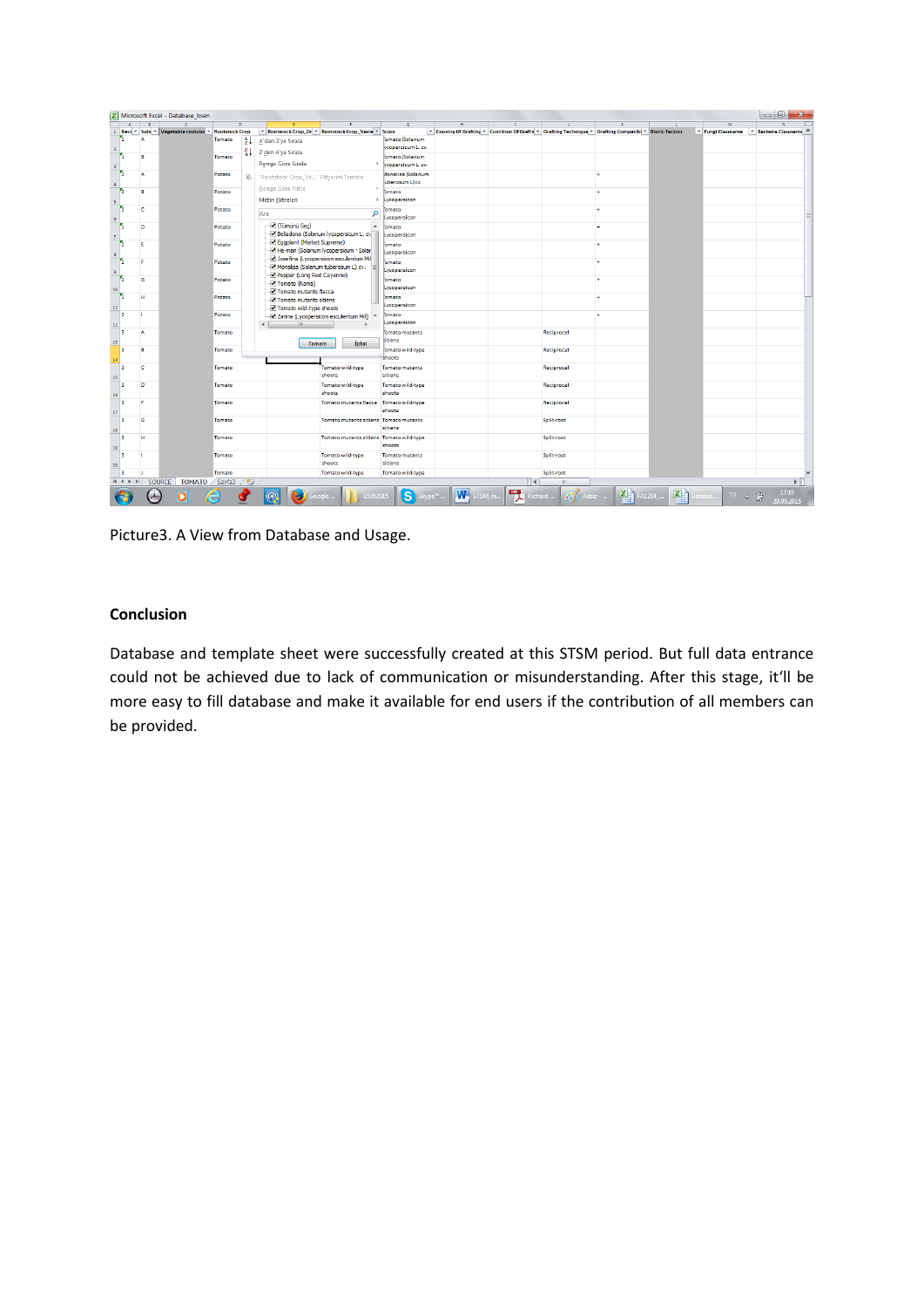Picture3. A View from Database and Usage.

### Conclusion

Database and template sheet were successfully created at this STSM period. But full data entrance could not be achieved due to lack of communication or misunderstanding. After this stage, it'll be more easy to fill database and make it available for end users if the contribution of all members can be provided.